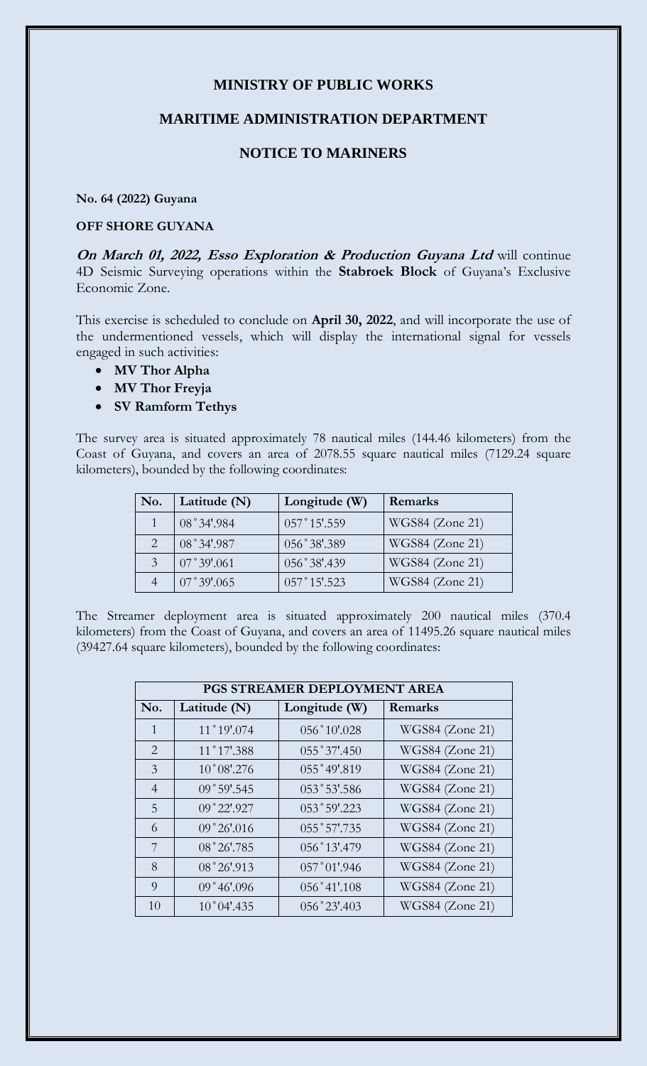# MINISTRY OF PUBLIC WORKS

## MARITIME ADMINISTRATION DEPARTMENT

## NOTICE TO MARINERS

**No. 64 (2022) Guyana**

**OFF SHORE GUYANA**

***On March 01, 2022, Esso Exploration & Production Guyana Ltd*** will continue 4D Seismic Surveying operations within the **Stabroek Block** of Guyana's Exclusive Economic Zone.

This exercise is scheduled to conclude on **April 30, 2022**, and will incorporate the use of the undermentioned vessels, which will display the international signal for vessels engaged in such activities:

- **MV Thor Alpha**
- **MV Thor Freyja**
- **SV Ramform Tethys**

The survey area is situated approximately 78 nautical miles (144.46 kilometers) from the Coast of Guyana, and covers an area of 2078.55 square nautical miles (7129.24 square kilometers), bounded by the following coordinates:

| No. | Latitude (N) | Longitude (W) | Remarks |
|---|---|---|---|
| 1 | 08˚34'.984 | 057˚15'.559 | WGS84 (Zone 21) |
| 2 | 08˚34'.987 | 056˚38'.389 | WGS84 (Zone 21) |
| 3 | 07˚39'.061 | 056˚38'.439 | WGS84 (Zone 21) |
| 4 | 07˚39'.065 | 057˚15'.523 | WGS84 (Zone 21) |

The Streamer deployment area is situated approximately 200 nautical miles (370.4 kilometers) from the Coast of Guyana, and covers an area of 11495.26 square nautical miles (39427.64 square kilometers), bounded by the following coordinates:

| PGS STREAMER DEPLOYMENT AREA | | | |
|---|---|---|---|
| **No.** | **Latitude (N)** | **Longitude (W)** | **Remarks** |
| 1 | 11˚19'.074 | 056˚10'.028 | WGS84 (Zone 21) |
| 2 | 11˚17'.388 | 055˚37'.450 | WGS84 (Zone 21) |
| 3 | 10˚08'.276 | 055˚49'.819 | WGS84 (Zone 21) |
| 4 | 09˚59'.545 | 053˚53'.586 | WGS84 (Zone 21) |
| 5 | 09˚22'.927 | 053˚59'.223 | WGS84 (Zone 21) |
| 6 | 09˚26'.016 | 055˚57'.735 | WGS84 (Zone 21) |
| 7 | 08˚26'.785 | 056˚13'.479 | WGS84 (Zone 21) |
| 8 | 08˚26'.913 | 057˚01'.946 | WGS84 (Zone 21) |
| 9 | 09˚46'.096 | 056˚41'.108 | WGS84 (Zone 21) |
| 10 | 10˚04'.435 | 056˚23'.403 | WGS84 (Zone 21) |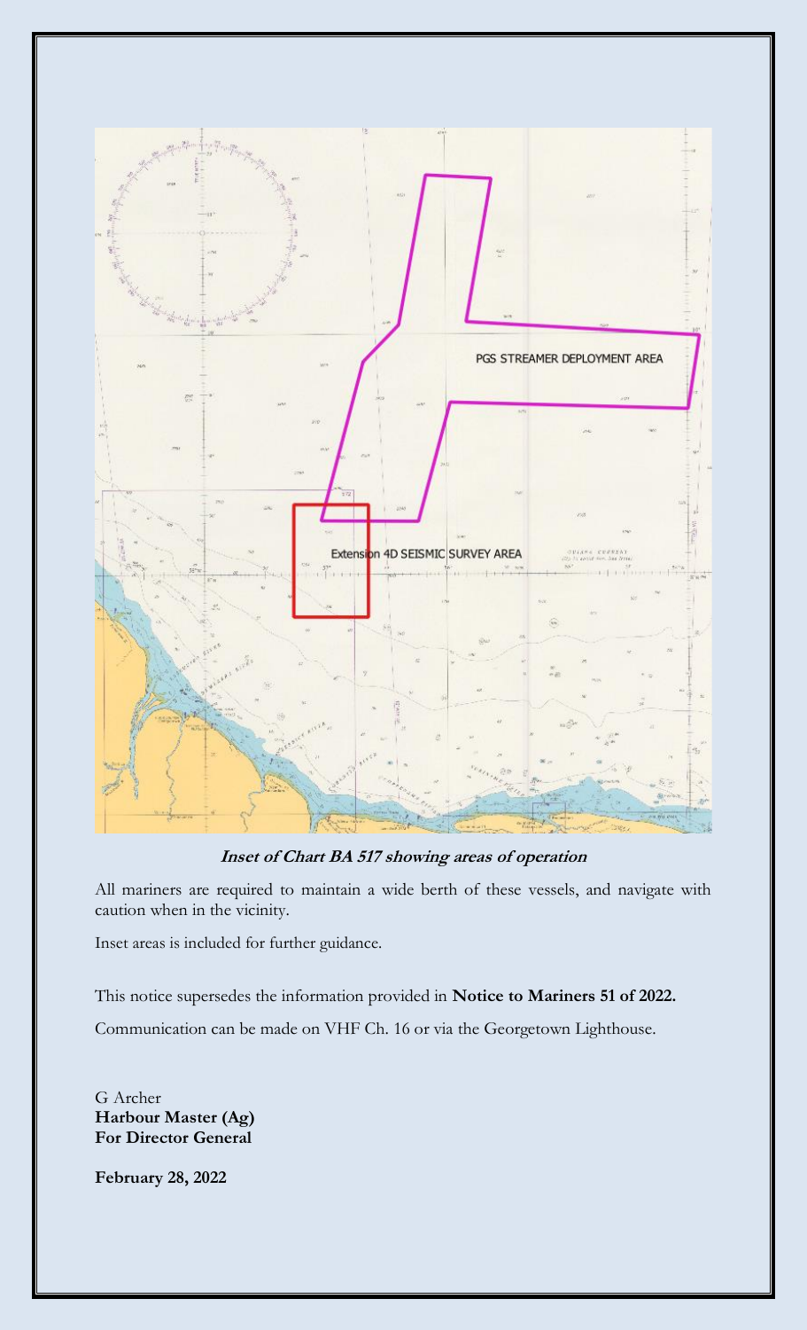PGS STREAMER DEPLOYMENT AREA

Extension 4D SEISMIC SURVEY AREA

***Inset of Chart BA 517 showing areas of operation***

All mariners are required to maintain a wide berth of these vessels, and navigate with caution when in the vicinity.

Inset areas is included for further guidance.

This notice supersedes the information provided in **Notice to Mariners 51 of 2022.**

Communication can be made on VHF Ch. 16 or via the Georgetown Lighthouse.

G Archer
**Harbour Master (Ag)**
**For Director General**

**February 28, 2022**